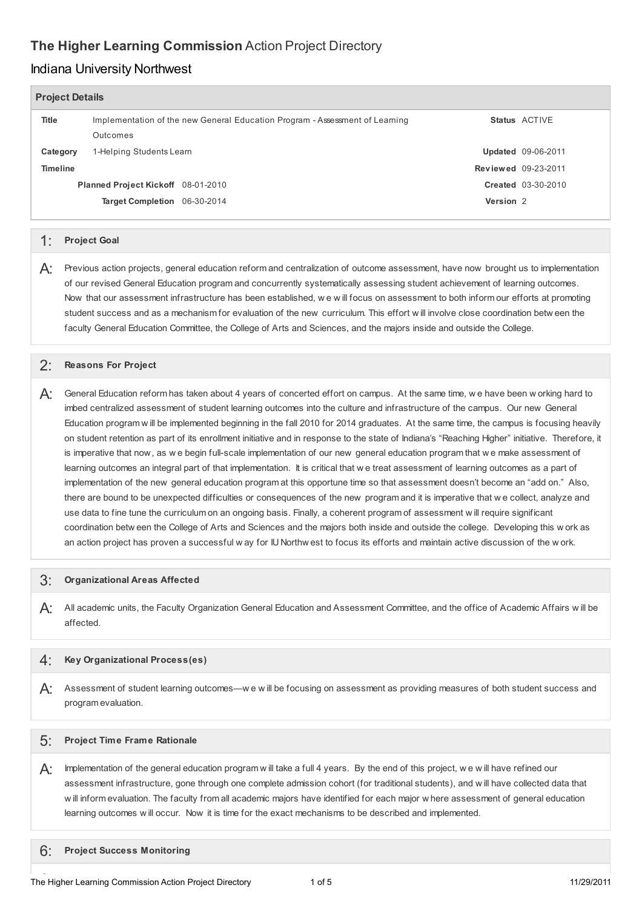## **The Higher Learning Commission** Action Project Directory

### Indiana University Northwest

**Project Details**

| | | | |
|---|---|---|---|
| **Title** | Implementation of the new General Education Program - Assessment of Learning Outcomes | **Status** | ACTIVE |
| **Category** | 1-Helping Students Learn | **Updated** | 09-06-2011 |
| **Timeline** | | **Reviewed** | 09-23-2011 |
| **Planned Project Kickoff** | 08-01-2010 | **Created** | 03-30-2010 |
| **Target Completion** | 06-30-2014 | **Version** | 2 |

### 1: Project Goal

A: Previous action projects, general education reform and centralization of outcome assessment, have now brought us to implementation of our revised General Education program and concurrently systematically assessing student achievement of learning outcomes. Now that our assessment infrastructure has been established, we will focus on assessment to both inform our efforts at promoting student success and as a mechanism for evaluation of the new curriculum. This effort will involve close coordination between the faculty General Education Committee, the College of Arts and Sciences, and the majors inside and outside the College.

### 2: Reasons For Project

A: General Education reform has taken about 4 years of concerted effort on campus. At the same time, we have been working hard to imbed centralized assessment of student learning outcomes into the culture and infrastructure of the campus. Our new General Education program will be implemented beginning in the fall 2010 for 2014 graduates. At the same time, the campus is focusing heavily on student retention as part of its enrollment initiative and in response to the state of Indiana's "Reaching Higher" initiative. Therefore, it is imperative that now, as we begin full-scale implementation of our new general education program that we make assessment of learning outcomes an integral part of that implementation. It is critical that we treat assessment of learning outcomes as a part of implementation of the new general education program at this opportune time so that assessment doesn't become an "add on." Also, there are bound to be unexpected difficulties or consequences of the new program and it is imperative that we collect, analyze and use data to fine tune the curriculum on an ongoing basis. Finally, a coherent program of assessment will require significant coordination between the College of Arts and Sciences and the majors both inside and outside the college. Developing this work as an action project has proven a successful way for IU Northwest to focus its efforts and maintain active discussion of the work.

### 3: Organizational Areas Affected

A: All academic units, the Faculty Organization General Education and Assessment Committee, and the office of Academic Affairs will be affected.

### 4: Key Organizational Process(es)

A: Assessment of student learning outcomes—we will be focusing on assessment as providing measures of both student success and program evaluation.

### 5: Project Time Frame Rationale

A: Implementation of the general education program will take a full 4 years. By the end of this project, we will have refined our assessment infrastructure, gone through one complete admission cohort (for traditional students), and will have collected data that will inform evaluation. The faculty from all academic majors have identified for each major where assessment of general education learning outcomes will occur. Now it is time for the exact mechanisms to be described and implemented.

### 6: Project Success Monitoring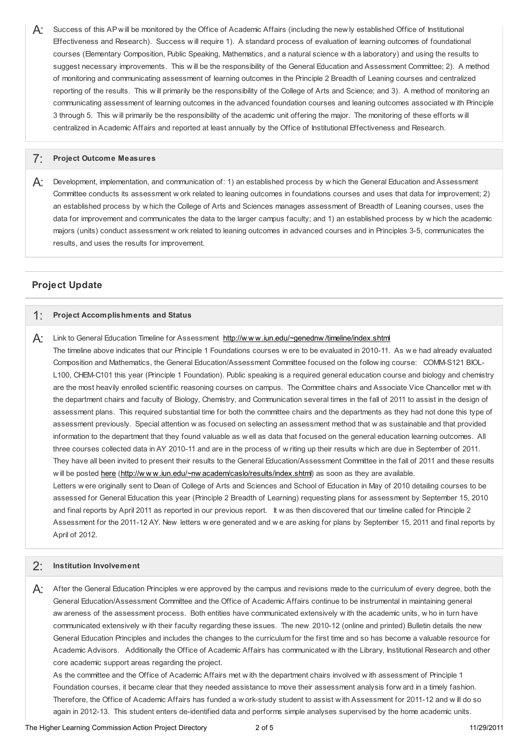A: Success of this AP will be monitored by the Office of Academic Affairs (including the newly established Office of Institutional Effectiveness and Research). Success will require 1). A standard process of evaluation of learning outcomes of foundational courses (Elementary Composition, Public Speaking, Mathematics, and a natural science with a laboratory) and using the results to suggest necessary improvements. This will be the responsibility of the General Education and Assessment Committee; 2). A method of monitoring and communicating assessment of learning outcomes in the Principle 2 Breadth of Leaning courses and centralized reporting of the results. This will primarily be the responsibility of the College of Arts and Science; and 3). A method of monitoring an communicating assessment of learning outcomes in the advanced foundation courses and leaning outcomes associated with Principle 3 through 5. This will primarily be the responsibility of the academic unit offering the major. The monitoring of these efforts will centralized in Academic Affairs and reported at least annually by the Office of Institutional Effectiveness and Research.

### 7: Project Outcome Measures

A: Development, implementation, and communication of: 1) an established process by which the General Education and Assessment Committee conducts its assessment work related to leaning outcomes in foundations courses and uses that data for improvement; 2) an established process by which the College of Arts and Sciences manages assessment of Breadth of Leaning courses, uses the data for improvement and communicates the data to the larger campus faculty; and 1) an established process by which the academic majors (units) conduct assessment work related to leaning outcomes in advanced courses and in Principles 3-5, communicates the results, and uses the results for improvement.

## Project Update

### 1: Project Accomplishments and Status

A: Link to General Education Timeline for Assessment http://www.iun.edu/~genednw/timeline/index.shtml

The timeline above indicates that our Principle 1 Foundations courses were to be evaluated in 2010-11. As we had already evaluated Composition and Mathematics, the General Education/Assessment Committee focused on the following course: COMM-S121 BIOL-L100, CHEM-C101 this year (Principle 1 Foundation). Public speaking is a required general education course and biology and chemistry are the most heavily enrolled scientific reasoning courses on campus. The Committee chairs and Associate Vice Chancellor met with the department chairs and faculty of Biology, Chemistry, and Communication several times in the fall of 2011 to assist in the design of assessment plans. This required substantial time for both the committee chairs and the departments as they had not done this type of assessment previously. Special attention was focused on selecting an assessment method that was sustainable and that provided information to the department that they found valuable as well as data that focused on the general education learning outcomes. All three courses collected data in AY 2010-11 and are in the process of writing up their results which are due in September of 2011. They have all been invited to present their results to the General Education/Assessment Committee in the fall of 2011 and these results will be posted here (http://www.iun.edu/~nwacadem/caslo/results/index.shtml) as soon as they are available.

Letters were originally sent to Dean of College of Arts and Sciences and School of Education in May of 2010 detailing courses to be assessed for General Education this year (Principle 2 Breadth of Learning) requesting plans for assessment by September 15, 2010 and final reports by April 2011 as reported in our previous report. It was then discovered that our timeline called for Principle 2 Assessment for the 2011-12 AY. New letters were generated and we are asking for plans by September 15, 2011 and final reports by April of 2012.

### 2: Institution Involvement

A: After the General Education Principles were approved by the campus and revisions made to the curriculum of every degree, both the General Education/Assessment Committee and the Office of Academic Affairs continue to be instrumental in maintaining general awareness of the assessment process. Both entities have communicated extensively with the academic units, who in turn have communicated extensively with their faculty regarding these issues. The new 2010-12 (online and printed) Bulletin details the new General Education Principles and includes the changes to the curriculum for the first time and so has become a valuable resource for Academic Advisors. Additionally the Office of Academic Affairs has communicated with the Library, Institutional Research and other core academic support areas regarding the project.

As the committee and the Office of Academic Affairs met with the department chairs involved with assessment of Principle 1 Foundation courses, it became clear that they needed assistance to move their assessment analysis forward in a timely fashion. Therefore, the Office of Academic Affairs has funded a work-study student to assist with Assessment for 2011-12 and will do so again in 2012-13. This student enters de-identified data and performs simple analyses supervised by the home academic units.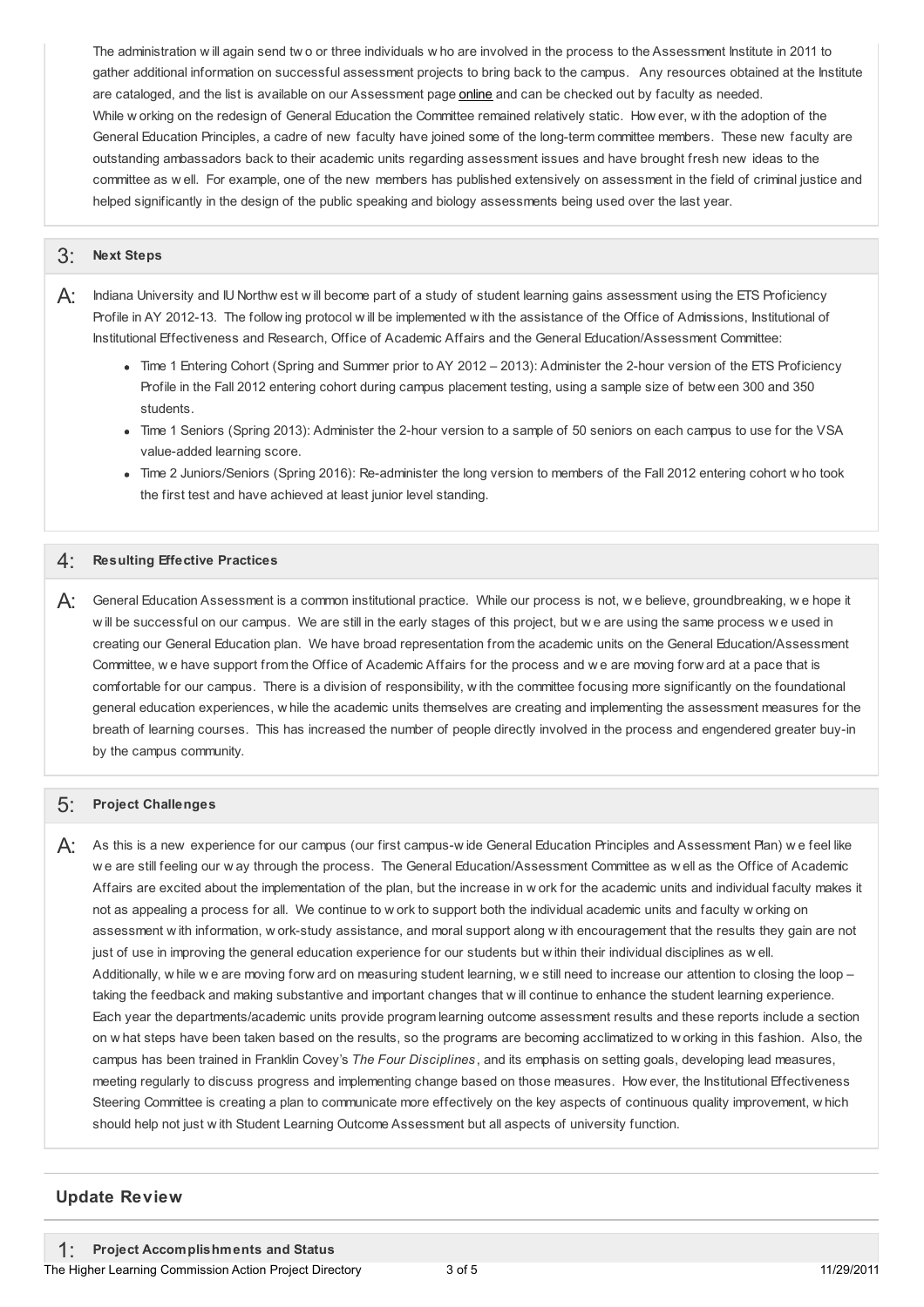The administration will again send two or three individuals who are involved in the process to the Assessment Institute in 2011 to gather additional information on successful assessment projects to bring back to the campus. Any resources obtained at the Institute are cataloged, and the list is available on our Assessment page online and can be checked out by faculty as needed.
While working on the redesign of General Education the Committee remained relatively static. However, with the adoption of the General Education Principles, a cadre of new faculty have joined some of the long-term committee members. These new faculty are outstanding ambassadors back to their academic units regarding assessment issues and have brought fresh new ideas to the committee as well. For example, one of the new members has published extensively on assessment in the field of criminal justice and helped significantly in the design of the public speaking and biology assessments being used over the last year.

## 3: Next Steps

A: Indiana University and IU Northwest will become part of a study of student learning gains assessment using the ETS Proficiency Profile in AY 2012-13. The following protocol will be implemented with the assistance of the Office of Admissions, Institutional of Institutional Effectiveness and Research, Office of Academic Affairs and the General Education/Assessment Committee:

- Time 1 Entering Cohort (Spring and Summer prior to AY 2012 – 2013): Administer the 2-hour version of the ETS Proficiency Profile in the Fall 2012 entering cohort during campus placement testing, using a sample size of between 300 and 350 students.
- Time 1 Seniors (Spring 2013): Administer the 2-hour version to a sample of 50 seniors on each campus to use for the VSA value-added learning score.
- Time 2 Juniors/Seniors (Spring 2016): Re-administer the long version to members of the Fall 2012 entering cohort who took the first test and have achieved at least junior level standing.

## 4: Resulting Effective Practices

A: General Education Assessment is a common institutional practice. While our process is not, we believe, groundbreaking, we hope it will be successful on our campus. We are still in the early stages of this project, but we are using the same process we used in creating our General Education plan. We have broad representation from the academic units on the General Education/Assessment Committee, we have support from the Office of Academic Affairs for the process and we are moving forward at a pace that is comfortable for our campus. There is a division of responsibility, with the committee focusing more significantly on the foundational general education experiences, while the academic units themselves are creating and implementing the assessment measures for the breath of learning courses. This has increased the number of people directly involved in the process and engendered greater buy-in by the campus community.

## 5: Project Challenges

A: As this is a new experience for our campus (our first campus-wide General Education Principles and Assessment Plan) we feel like we are still feeling our way through the process. The General Education/Assessment Committee as well as the Office of Academic Affairs are excited about the implementation of the plan, but the increase in work for the academic units and individual faculty makes it not as appealing a process for all. We continue to work to support both the individual academic units and faculty working on assessment with information, work-study assistance, and moral support along with encouragement that the results they gain are not just of use in improving the general education experience for our students but within their individual disciplines as well.
Additionally, while we are moving forward on measuring student learning, we still need to increase our attention to closing the loop – taking the feedback and making substantive and important changes that will continue to enhance the student learning experience. Each year the departments/academic units provide program learning outcome assessment results and these reports include a section on what steps have been taken based on the results, so the programs are becoming acclimatized to working in this fashion. Also, the campus has been trained in Franklin Covey's *The Four Disciplines*, and its emphasis on setting goals, developing lead measures, meeting regularly to discuss progress and implementing change based on those measures. However, the Institutional Effectiveness Steering Committee is creating a plan to communicate more effectively on the key aspects of continuous quality improvement, which should help not just with Student Learning Outcome Assessment but all aspects of university function.

# Update Review

## 1: Project Accomplishments and Status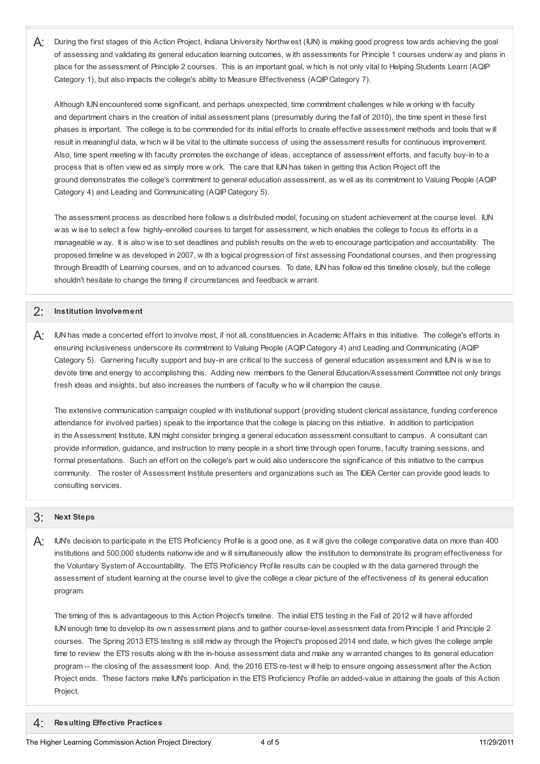A: During the first stages of this Action Project, Indiana University Northwest (IUN) is making good progress towards achieving the goal of assessing and validating its general education learning outcomes, with assessments for Principle 1 courses underway and plans in place for the assessment of Principle 2 courses. This is an important goal, which is not only vital to Helping Students Learn (AQIP Category 1), but also impacts the college's ability to Measure Effectiveness (AQIP Category 7).

Although IUN encountered some significant, and perhaps unexpected, time commitment challenges while working with faculty and department chairs in the creation of initial assessment plans (presumably during the fall of 2010), the time spent in these first phases is important. The college is to be commended for its initial efforts to create effective assessment methods and tools that will result in meaningful data, which will be vital to the ultimate success of using the assessment results for continuous improvement. Also, time spent meeting with faculty promotes the exchange of ideas, acceptance of assessment efforts, and faculty buy-in to a process that is often viewed as simply more work. The care that IUN has taken in getting this Action Project off the ground demonstrates the college's commitment to general education assessment, as well as its commitment to Valuing People (AQIP Category 4) and Leading and Communicating (AQIP Category 5).

The assessment process as described here follows a distributed model, focusing on student achievement at the course level. IUN was wise to select a few highly-enrolled courses to target for assessment, which enables the college to focus its efforts in a manageable way. It is also wise to set deadlines and publish results on the web to encourage participation and accountability. The proposed timeline was developed in 2007, with a logical progression of first assessing Foundational courses, and then progressing through Breadth of Learning courses, and on to advanced courses. To date, IUN has followed this timeline closely, but the college shouldn't hesitate to change the timing if circumstances and feedback warrant.

## 2: Institution Involvement

A: IUN has made a concerted effort to involve most, if not all, constituencies in Academic Affairs in this initiative. The college's efforts in ensuring inclusiveness underscore its commitment to Valuing People (AQIP Category 4) and Leading and Communicating (AQIP Category 5). Garnering faculty support and buy-in are critical to the success of general education assessment and IUN is wise to devote time and energy to accomplishing this. Adding new members to the General Education/Assessment Committee not only brings fresh ideas and insights, but also increases the numbers of faculty who will champion the cause.

The extensive communication campaign coupled with institutional support (providing student clerical assistance, funding conference attendance for involved parties) speak to the importance that the college is placing on this initiative. In addition to participation in the Assessment Institute, IUN might consider bringing a general education assessment consultant to campus. A consultant can provide information, guidance, and instruction to many people in a short time through open forums, faculty training sessions, and formal presentations. Such an effort on the college's part would also underscore the significance of this initiative to the campus community. The roster of Assessment Institute presenters and organizations such as The IDEA Center can provide good leads to consulting services.

## 3: Next Steps

A: IUN's decision to participate in the ETS Proficiency Profile is a good one, as it will give the college comparative data on more than 400 institutions and 500,000 students nationwide and will simultaneously allow the institution to demonstrate its program effectiveness for the Voluntary System of Accountability. The ETS Proficiency Profile results can be coupled with the data garnered through the assessment of student learning at the course level to give the college a clear picture of the effectiveness of its general education program.

The timing of this is advantageous to this Action Project's timeline. The initial ETS testing in the Fall of 2012 will have afforded IUN enough time to develop its own assessment plans and to gather course-level assessment data from Principle 1 and Principle 2 courses. The Spring 2013 ETS testing is still midway through the Project's proposed 2014 end date, which gives the college ample time to review the ETS results along with the in-house assessment data and make any warranted changes to its general education program -- the closing of the assessment loop. And, the 2016 ETS re-test will help to ensure ongoing assessment after the Action Project ends. These factors make IUN's participation in the ETS Proficiency Profile an added-value in attaining the goals of this Action Project.

## 4: Resulting Effective Practices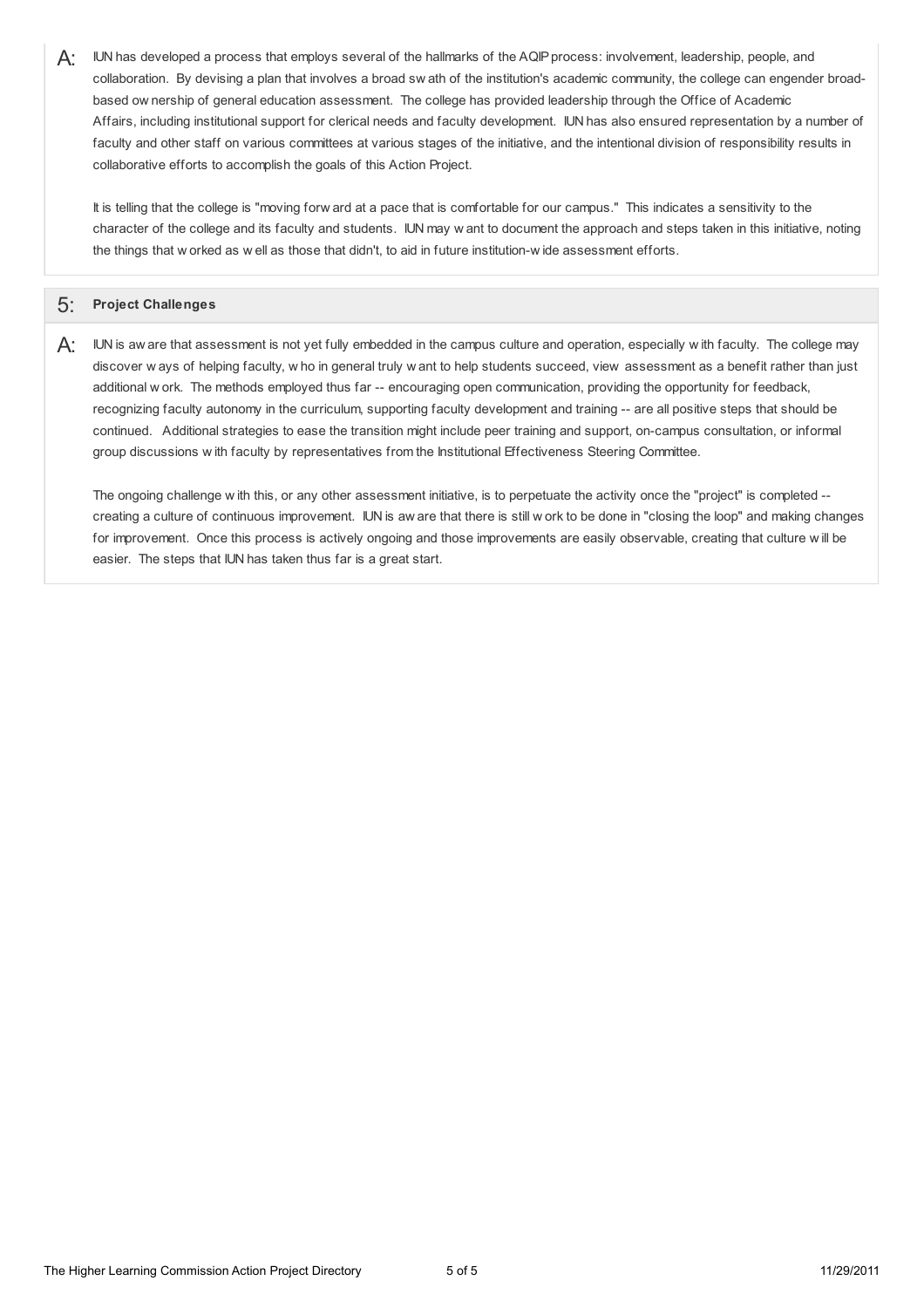A: IUN has developed a process that employs several of the hallmarks of the AQIP process: involvement, leadership, people, and collaboration. By devising a plan that involves a broad swath of the institution's academic community, the college can engender broad-based ownership of general education assessment. The college has provided leadership through the Office of Academic Affairs, including institutional support for clerical needs and faculty development. IUN has also ensured representation by a number of faculty and other staff on various committees at various stages of the initiative, and the intentional division of responsibility results in collaborative efforts to accomplish the goals of this Action Project.

It is telling that the college is "moving forward at a pace that is comfortable for our campus." This indicates a sensitivity to the character of the college and its faculty and students. IUN may want to document the approach and steps taken in this initiative, noting the things that worked as well as those that didn't, to aid in future institution-wide assessment efforts.

## 5: Project Challenges

A: IUN is aware that assessment is not yet fully embedded in the campus culture and operation, especially with faculty. The college may discover ways of helping faculty, who in general truly want to help students succeed, view assessment as a benefit rather than just additional work. The methods employed thus far -- encouraging open communication, providing the opportunity for feedback, recognizing faculty autonomy in the curriculum, supporting faculty development and training -- are all positive steps that should be continued. Additional strategies to ease the transition might include peer training and support, on-campus consultation, or informal group discussions with faculty by representatives from the Institutional Effectiveness Steering Committee.

The ongoing challenge with this, or any other assessment initiative, is to perpetuate the activity once the "project" is completed -- creating a culture of continuous improvement. IUN is aware that there is still work to be done in "closing the loop" and making changes for improvement. Once this process is actively ongoing and those improvements are easily observable, creating that culture will be easier. The steps that IUN has taken thus far is a great start.